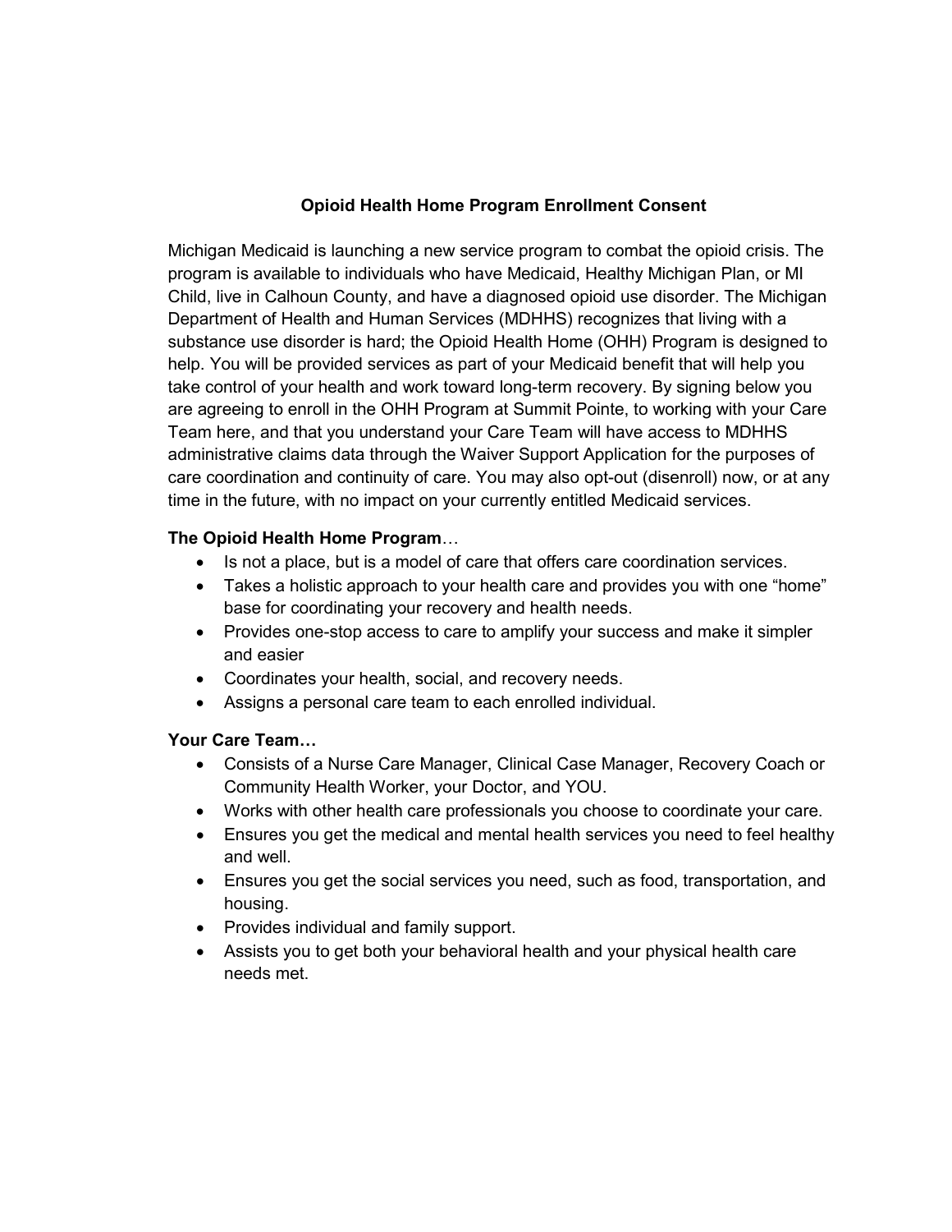# Opioid Health Home Program Enrollment Consent

Michigan Medicaid is launching a new service program to combat the opioid crisis. The program is available to individuals who have Medicaid, Healthy Michigan Plan, or MI Child, live in Calhoun County, and have a diagnosed opioid use disorder. The Michigan Department of Health and Human Services (MDHHS) recognizes that living with a substance use disorder is hard; the Opioid Health Home (OHH) Program is designed to help. You will be provided services as part of your Medicaid benefit that will help you take control of your health and work toward long-term recovery. By signing below you are agreeing to enroll in the OHH Program at Summit Pointe, to working with your Care Team here, and that you understand your Care Team will have access to MDHHS administrative claims data through the Waiver Support Application for the purposes of care coordination and continuity of care. You may also opt-out (disenroll) now, or at any time in the future, with no impact on your currently entitled Medicaid services.

**The Opioid Health Home Program**…

- Is not a place, but is a model of care that offers care coordination services.
- Takes a holistic approach to your health care and provides you with one “home” base for coordinating your recovery and health needs.
- Provides one-stop access to care to amplify your success and make it simpler and easier
- Coordinates your health, social, and recovery needs.
- Assigns a personal care team to each enrolled individual.

**Your Care Team…**

- Consists of a Nurse Care Manager, Clinical Case Manager, Recovery Coach or Community Health Worker, your Doctor, and YOU.
- Works with other health care professionals you choose to coordinate your care.
- Ensures you get the medical and mental health services you need to feel healthy and well.
- Ensures you get the social services you need, such as food, transportation, and housing.
- Provides individual and family support.
- Assists you to get both your behavioral health and your physical health care needs met.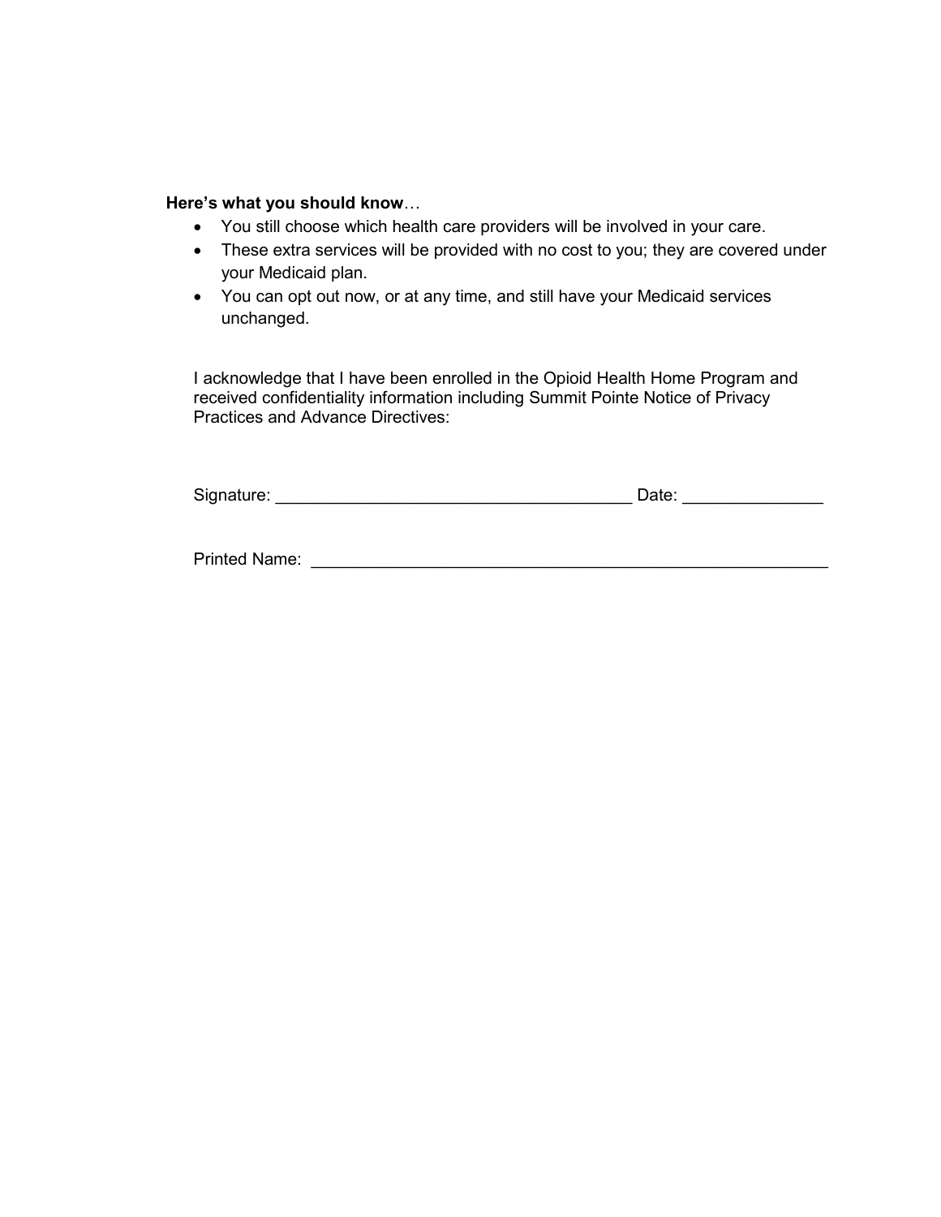**Here's what you should know**…

- You still choose which health care providers will be involved in your care.
- These extra services will be provided with no cost to you; they are covered under your Medicaid plan.
- You can opt out now, or at any time, and still have your Medicaid services unchanged.

I acknowledge that I have been enrolled in the Opioid Health Home Program and received confidentiality information including Summit Pointe Notice of Privacy Practices and Advance Directives:

Signature: ______________________________________ Date: _______________

Printed Name: _______________________________________________________